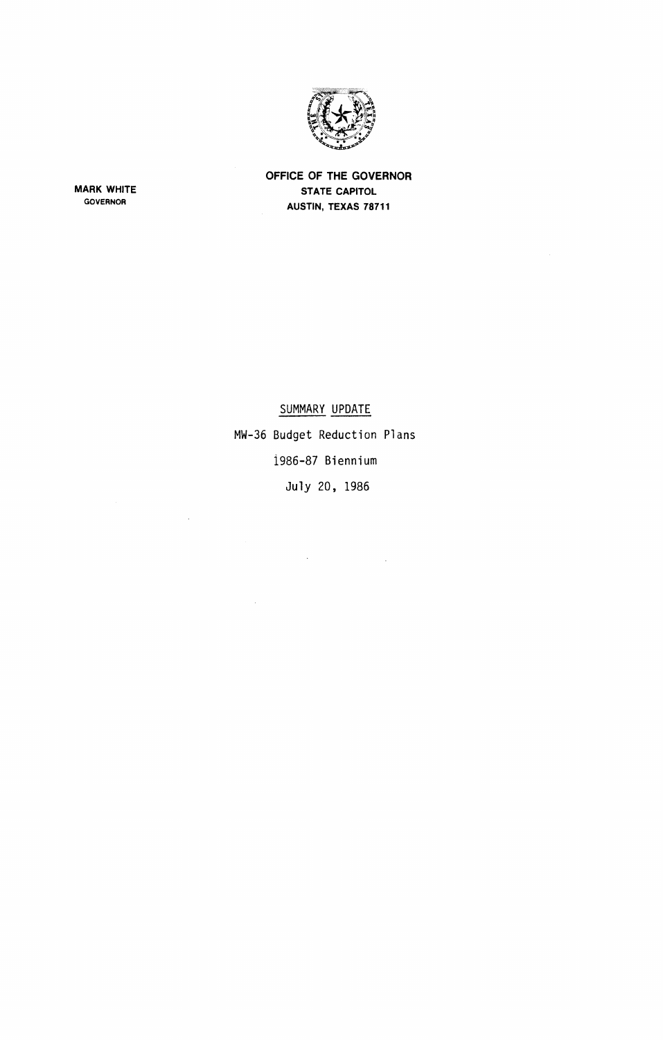**OFFICE OF THE GOVERNOR**
**STATE CAPITOL**
**AUSTIN, TEXAS 78711**

**MARK WHITE**
**GOVERNOR**

SUMMARY UPDATE

MW-36 Budget Reduction Plans

1986-87 Biennium

July 20, 1986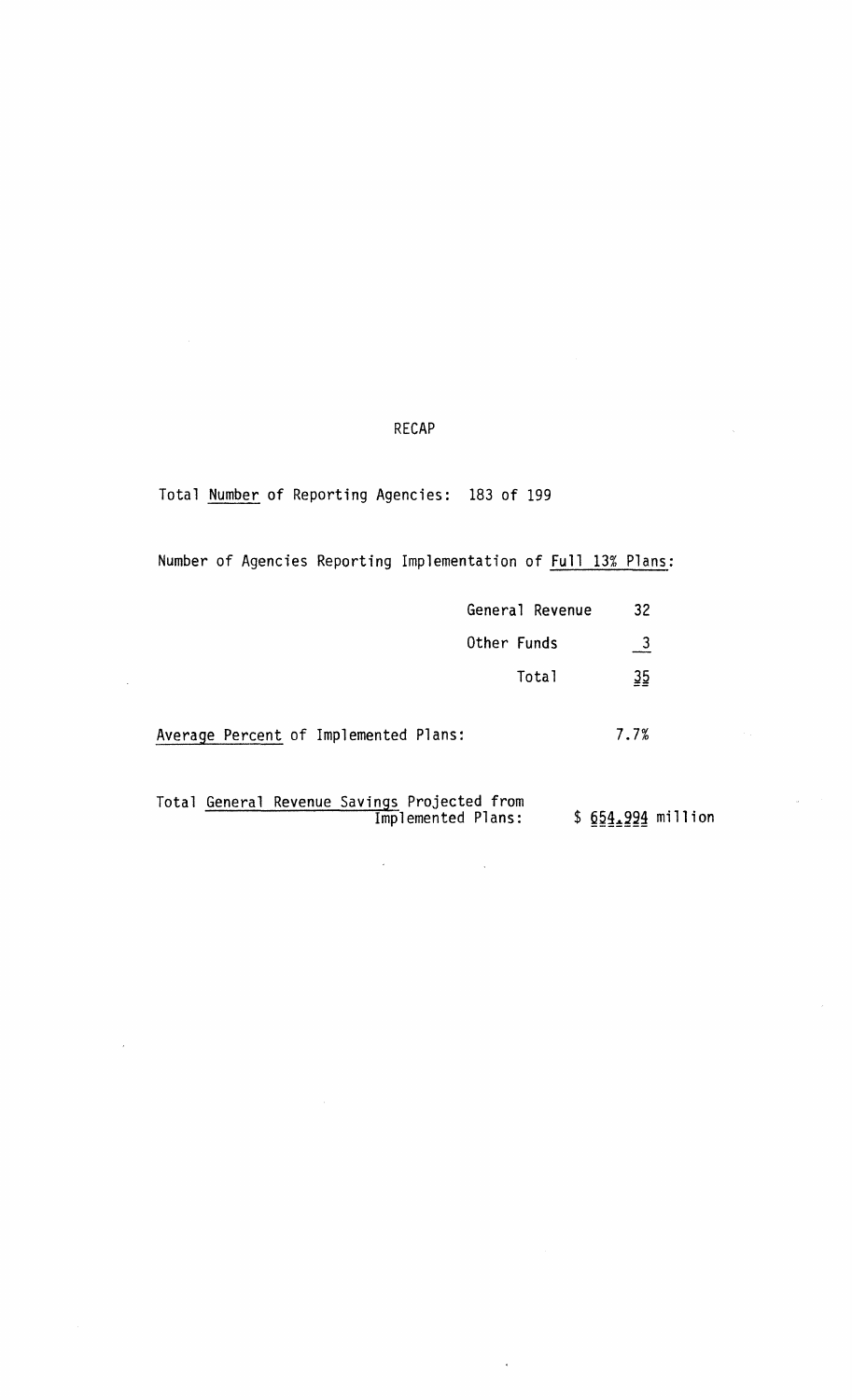# RECAP

Total Number of Reporting Agencies: 183 of 199

Number of Agencies Reporting Implementation of Full 13% Plans:

| | |
|---|---|
| General Revenue | 32 |
| Other Funds | 3 |
| Total | 35 |

Average Percent of Implemented Plans: 7.7%

Total General Revenue Savings Projected from Implemented Plans: $ 654.994 million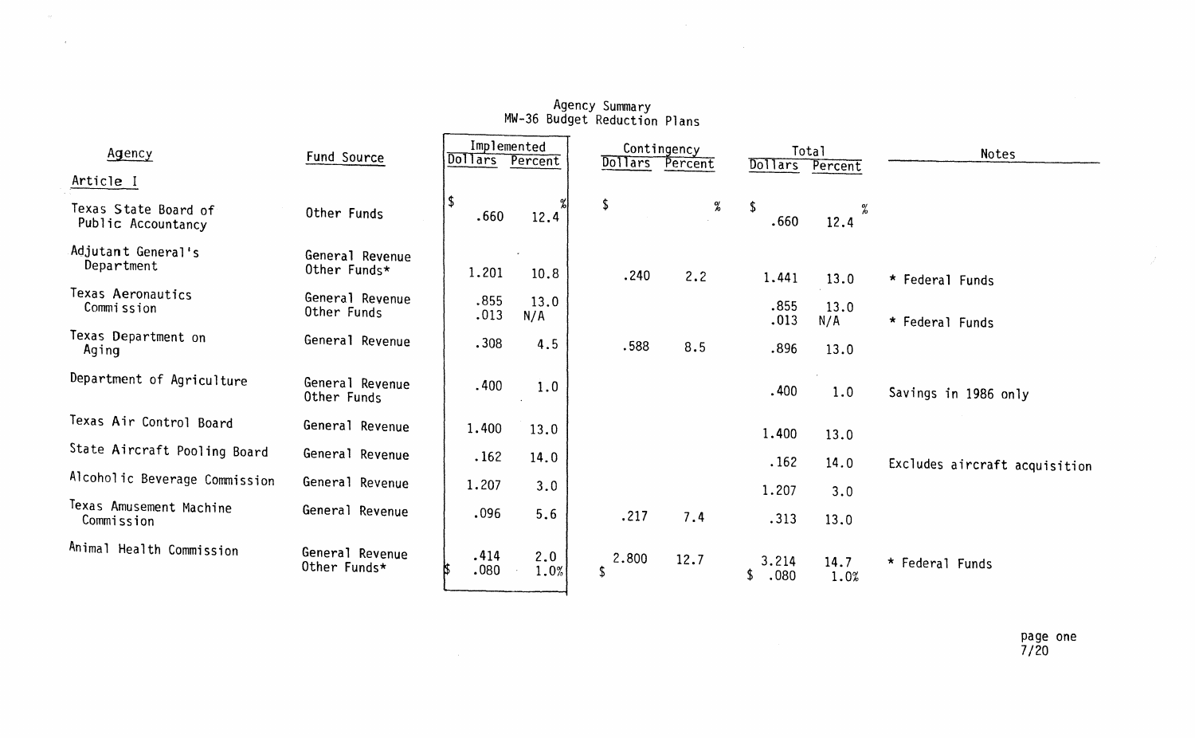## Agency Summary
## MW-36 Budget Reduction Plans

| Agency | Fund Source | Implemented Dollars | Implemented Percent | Contingency Dollars | Contingency Percent | Total Dollars | Total Percent | Notes |
|---|---|---|---|---|---|---|---|---|
| **Article I** | | | | | | | | |
| Texas State Board of Public Accountancy | Other Funds | $ .660 | 12.4% | $ | % | $ .660 | 12.4% | |
| Adjutant General's Department | General Revenue<br>Other Funds* | 1.201 | 10.8 | .240 | 2.2 | 1.441 | 13.0 | * Federal Funds |
| Texas Aeronautics Commission | General Revenue<br>Other Funds | .855<br>.013 | 13.0<br>N/A | | | .855<br>.013 | 13.0<br>N/A | * Federal Funds |
| Texas Department on Aging | General Revenue | .308 | 4.5 | .588 | 8.5 | .896 | 13.0 | |
| Department of Agriculture | General Revenue<br>Other Funds | .400 | 1.0 | | | .400 | 1.0 | Savings in 1986 only |
| Texas Air Control Board | General Revenue | 1.400 | 13.0 | | | 1.400 | 13.0 | |
| State Aircraft Pooling Board | General Revenue | .162 | 14.0 | | | .162 | 14.0 | Excludes aircraft acquisition |
| Alcoholic Beverage Commission | General Revenue | 1.207 | 3.0 | | | 1.207 | 3.0 | |
| Texas Amusement Machine Commission | General Revenue | .096 | 5.6 | .217 | 7.4 | .313 | 13.0 | |
| Animal Health Commission | General Revenue<br>Other Funds* | .414<br>$ .080 | 2.0<br>1.0% | 2.800<br>$ | 12.7 | 3.214<br>$ .080 | 14.7<br>1.0% | * Federal Funds |

page one
7/20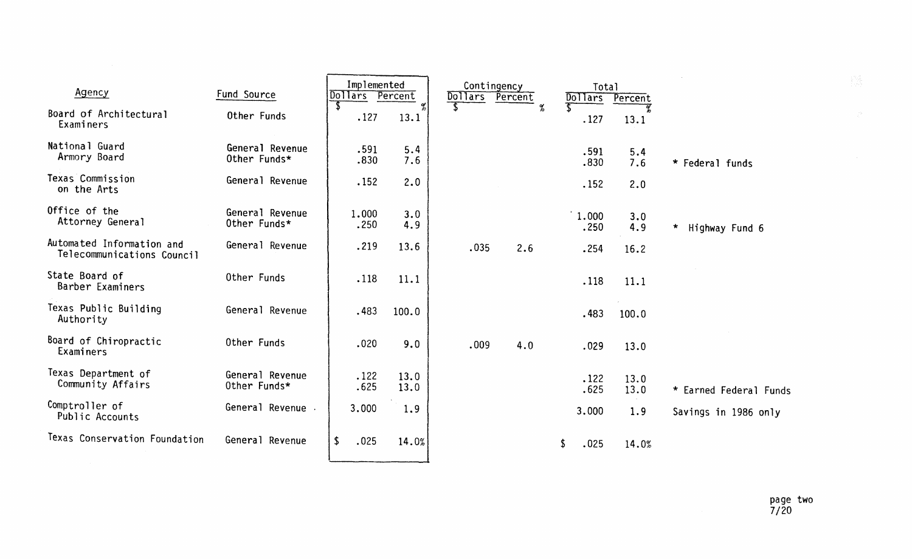| Agency | Fund Source | Implemented | | Contingency | | Total | | |
|---|---|---|---|---|---|---|---|---|
| | | Dollars | Percent | Dollars | Percent | Dollars | Percent | |
| | | $ | % | $ | % | $ | % | |
| Board of Architectural Examiners | Other Funds | .127 | 13.1 | | | .127 | 13.1 | |
| National Guard Armory Board | General Revenue | .591 | 5.4 | | | .591 | 5.4 | |
| | Other Funds* | .830 | 7.6 | | | .830 | 7.6 | * Federal funds |
| Texas Commission on the Arts | General Revenue | .152 | 2.0 | | | .152 | 2.0 | |
| Office of the Attorney General | General Revenue | 1.000 | 3.0 | | | 1.000 | 3.0 | |
| | Other Funds* | .250 | 4.9 | | | .250 | 4.9 | * Highway Fund 6 |
| Automated Information and Telecommunications Council | General Revenue | .219 | 13.6 | .035 | 2.6 | .254 | 16.2 | |
| State Board of Barber Examiners | Other Funds | .118 | 11.1 | | | .118 | 11.1 | |
| Texas Public Building Authority | General Revenue | .483 | 100.0 | | | .483 | 100.0 | |
| Board of Chiropractic Examiners | Other Funds | .020 | 9.0 | .009 | 4.0 | .029 | 13.0 | |
| Texas Department of Community Affairs | General Revenue | .122 | 13.0 | | | .122 | 13.0 | |
| | Other Funds* | .625 | 13.0 | | | .625 | 13.0 | * Earned Federal Funds |
| Comptroller of Public Accounts | General Revenue | 3.000 | 1.9 | | | 3.000 | 1.9 | Savings in 1986 only |
| Texas Conservation Foundation | General Revenue | $ .025 | 14.0% | | | $ .025 | 14.0% | |

page two
7/20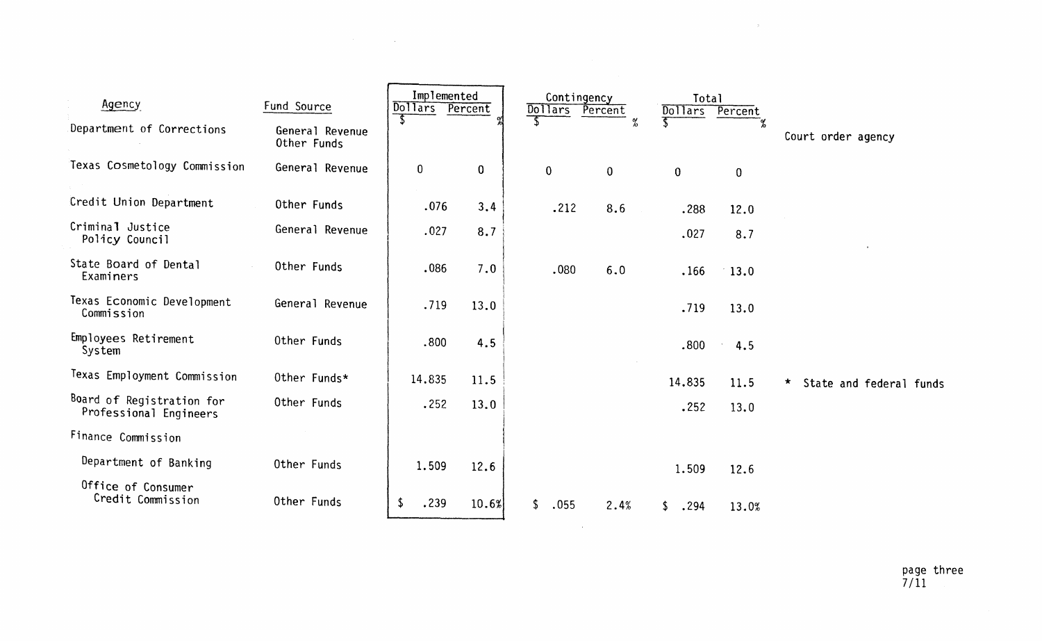| Agency | Fund Source | Implemented | | Contingency | | Total | | |
|---|---|---|---|---|---|---|---|---|
| | | Dollars $ | Percent % | Dollars $ | Percent % | Dollars $ | Percent % | |
| Department of Corrections | General Revenue Other Funds | | | | | | | Court order agency |
| Texas Cosmetology Commission | General Revenue | 0 | 0 | 0 | 0 | 0 | 0 | |
| Credit Union Department | Other Funds | .076 | 3.4 | .212 | 8.6 | .288 | 12.0 | |
| Criminal Justice Policy Council | General Revenue | .027 | 8.7 | | | .027 | 8.7 | |
| State Board of Dental Examiners | Other Funds | .086 | 7.0 | .080 | 6.0 | .166 | 13.0 | |
| Texas Economic Development Commission | General Revenue | .719 | 13.0 | | | .719 | 13.0 | |
| Employees Retirement System | Other Funds | .800 | 4.5 | | | .800 | 4.5 | |
| Texas Employment Commission | Other Funds* | 14.835 | 11.5 | | | 14.835 | 11.5 | * State and federal funds |
| Board of Registration for Professional Engineers | Other Funds | .252 | 13.0 | | | .252 | 13.0 | |
| Finance Commission | | | | | | | | |
| Department of Banking | Other Funds | 1.509 | 12.6 | | | 1.509 | 12.6 | |
| Office of Consumer Credit Commission | Other Funds | $ .239 | 10.6% | $ .055 | 2.4% | $ .294 | 13.0% | |

7/11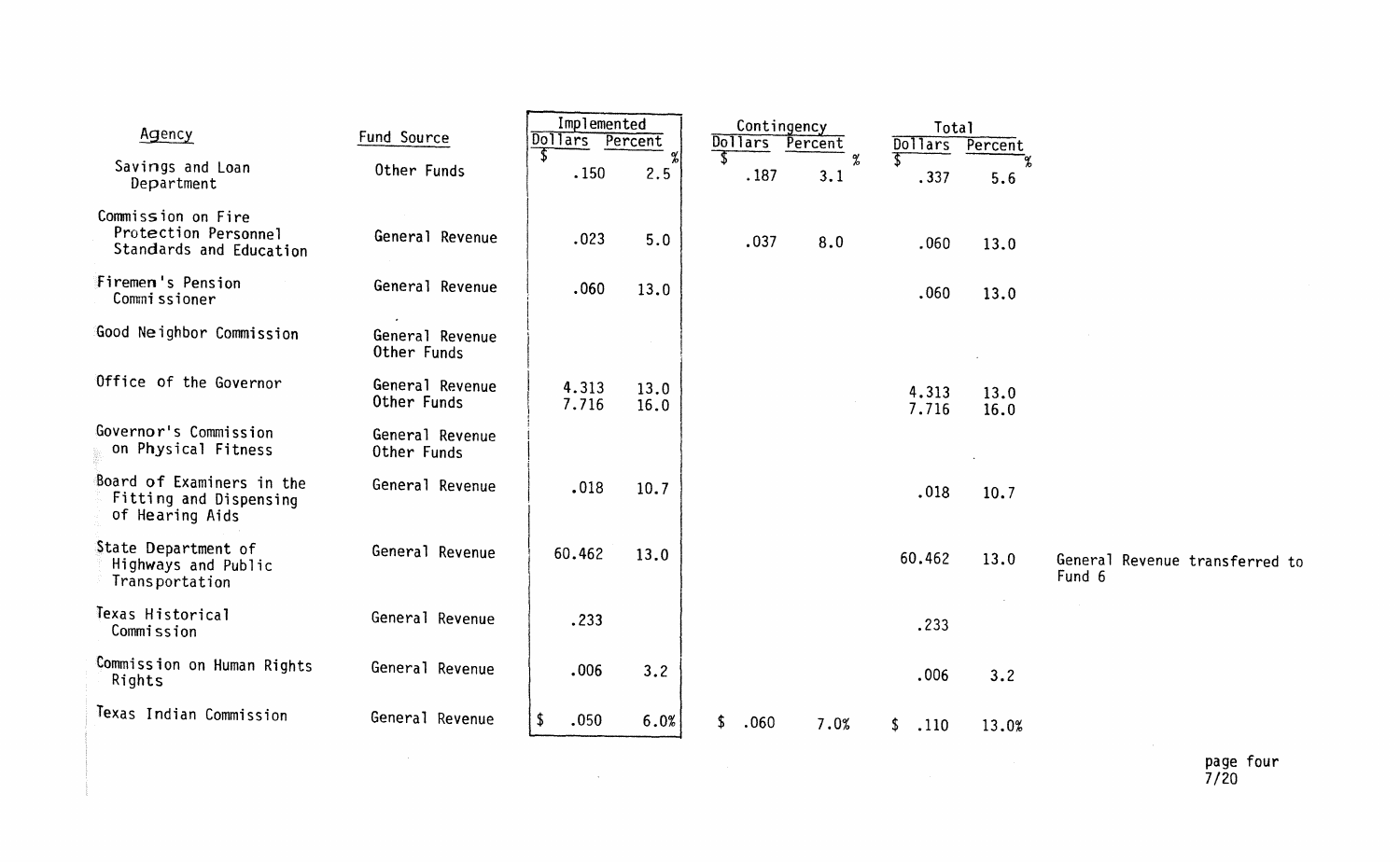| Agency | Fund Source | Implemented | | Contingency | | Total | | |
|---|---|---|---|---|---|---|---|---|
| | | Dollars | Percent | Dollars | Percent | Dollars | Percent | |
| | | $ | % | $ | % | $ | % | |
| Savings and Loan Department | Other Funds | .150 | 2.5 | .187 | 3.1 | .337 | 5.6 | |
| Commission on Fire Protection Personnel Standards and Education | General Revenue | .023 | 5.0 | .037 | 8.0 | .060 | 13.0 | |
| Firemen's Pension Commissioner | General Revenue | .060 | 13.0 | | | .060 | 13.0 | |
| Good Neighbor Commission | General Revenue<br>Other Funds | | | | | | | |
| Office of the Governor | General Revenue<br>Other Funds | 4.313<br>7.716 | 13.0<br>16.0 | | | 4.313<br>7.716 | 13.0<br>16.0 | |
| Governor's Commission on Physical Fitness | General Revenue<br>Other Funds | | | | | | | |
| Board of Examiners in the Fitting and Dispensing of Hearing Aids | General Revenue | .018 | 10.7 | | | .018 | 10.7 | |
| State Department of Highways and Public Transportation | General Revenue | 60.462 | 13.0 | | | 60.462 | 13.0 | General Revenue transferred to Fund 6 |
| Texas Historical Commission | General Revenue | .233 | | | | .233 | | |
| Commission on Human Rights Rights | General Revenue | .006 | 3.2 | | | .006 | 3.2 | |
| Texas Indian Commission | General Revenue | $ .050 | 6.0% | $ .060 | 7.0% | $ .110 | 13.0% | |

page four
7/20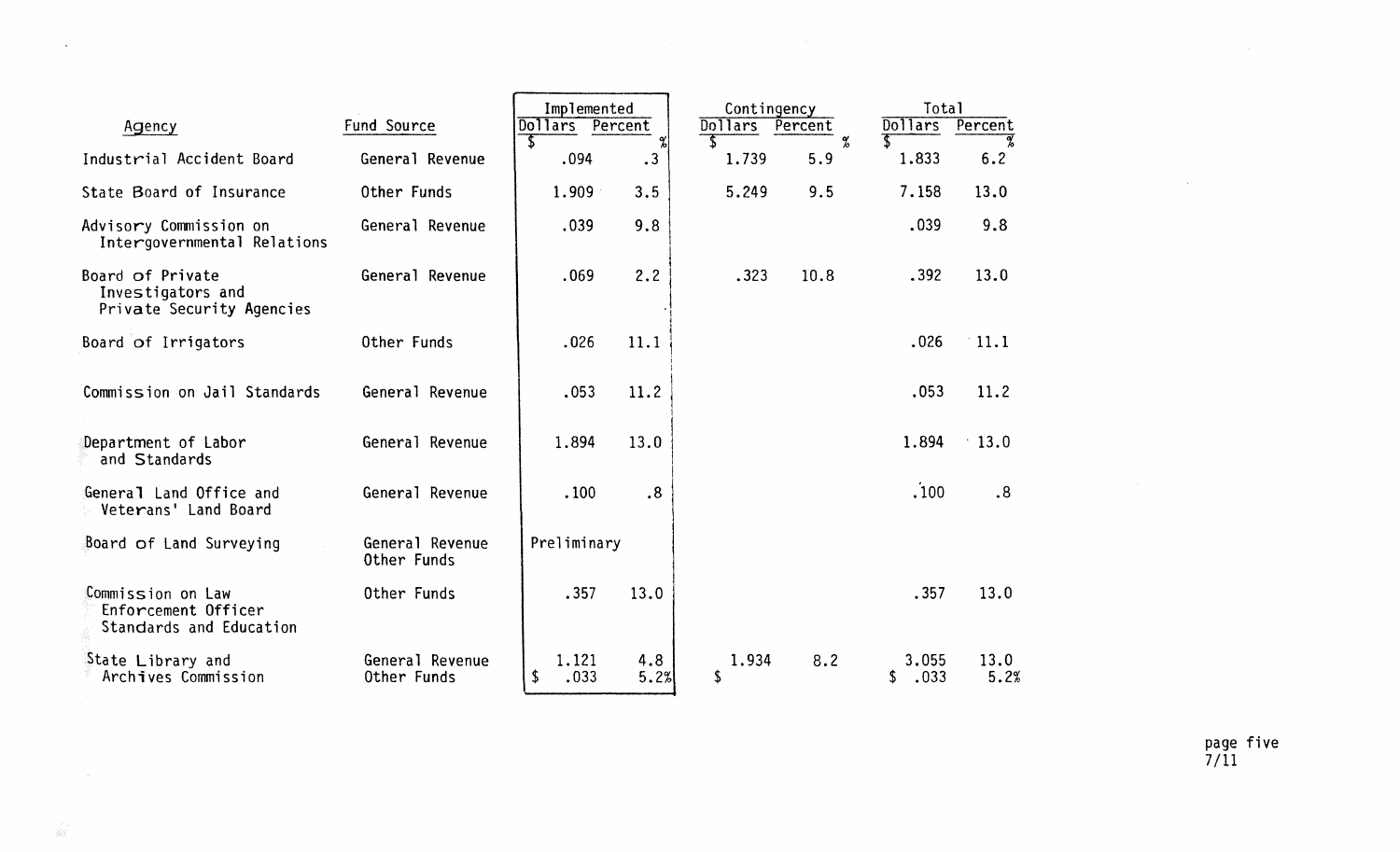| Agency | Fund Source | Implemented | | Contingency | | Total | |
|---|---|---|---|---|---|---|---|
| | | Dollars | Percent | Dollars | Percent | Dollars | Percent |
| | | $ | % | $ | % | $ | % |
| Industrial Accident Board | General Revenue | .094 | .3 | 1.739 | 5.9 | 1.833 | 6.2 |
| State Board of Insurance | Other Funds | 1.909 | 3.5 | 5.249 | 9.5 | 7.158 | 13.0 |
| Advisory Commission on Intergovernmental Relations | General Revenue | .039 | 9.8 | | | .039 | 9.8 |
| Board of Private Investigators and Private Security Agencies | General Revenue | .069 | 2.2 | .323 | 10.8 | .392 | 13.0 |
| Board of Irrigators | Other Funds | .026 | 11.1 | | | .026 | 11.1 |
| Commission on Jail Standards | General Revenue | .053 | 11.2 | | | .053 | 11.2 |
| Department of Labor and Standards | General Revenue | 1.894 | 13.0 | | | 1.894 | 13.0 |
| General Land Office and Veterans' Land Board | General Revenue | .100 | .8 | | | .100 | .8 |
| Board of Land Surveying | General Revenue<br>Other Funds | Preliminary | | | | | |
| Commission on Law Enforcement Officer Standards and Education | Other Funds | .357 | 13.0 | | | .357 | 13.0 |
| State Library and Archives Commission | General Revenue<br>Other Funds | 1.121<br>$ .033 | 4.8<br>5.2% | 1.934<br>$ | 8.2 | 3.055<br>$ .033 | 13.0<br>5.2% |

page five
7/11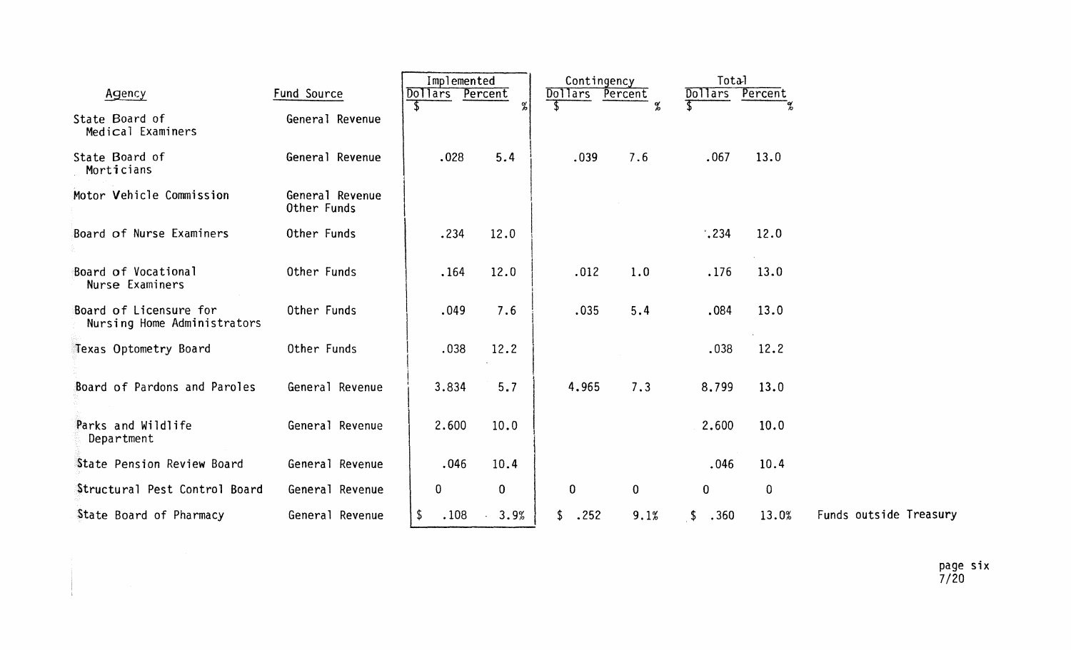| Agency | Fund Source | Implemented | | Contingency | | Total | | |
|---|---|---|---|---|---|---|---|---|
| | | Dollars | Percent | Dollars | Percent | Dollars | Percent | |
| | | $ | % | $ | % | $ | % | |
| State Board of Medical Examiners | General Revenue | | | | | | | |
| State Board of Morticians | General Revenue | .028 | 5.4 | .039 | 7.6 | .067 | 13.0 | |
| Motor Vehicle Commission | General Revenue Other Funds | | | | | | | |
| Board of Nurse Examiners | Other Funds | .234 | 12.0 | | | .234 | 12.0 | |
| Board of Vocational Nurse Examiners | Other Funds | .164 | 12.0 | .012 | 1.0 | .176 | 13.0 | |
| Board of Licensure for Nursing Home Administrators | Other Funds | .049 | 7.6 | .035 | 5.4 | .084 | 13.0 | |
| Texas Optometry Board | Other Funds | .038 | 12.2 | | | .038 | 12.2 | |
| Board of Pardons and Paroles | General Revenue | 3.834 | 5.7 | 4.965 | 7.3 | 8.799 | 13.0 | |
| Parks and Wildlife Department | General Revenue | 2.600 | 10.0 | | | 2.600 | 10.0 | |
| State Pension Review Board | General Revenue | .046 | 10.4 | | | .046 | 10.4 | |
| Structural Pest Control Board | General Revenue | 0 | 0 | 0 | 0 | 0 | 0 | |
| State Board of Pharmacy | General Revenue | $ .108 | 3.9% | $ .252 | 9.1% | $ .360 | 13.0% | Funds outside Treasury |

7/20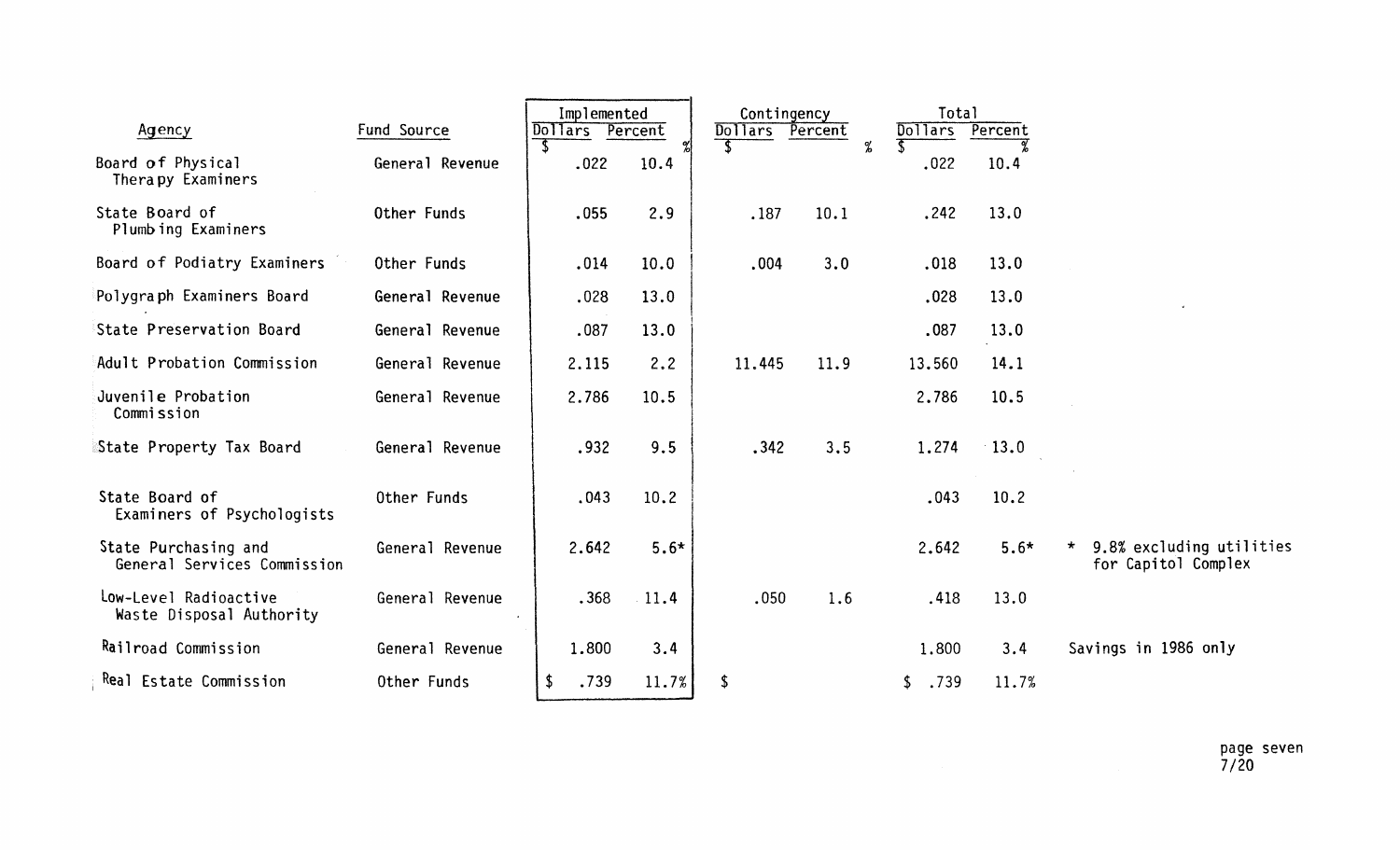| Agency | Fund Source | Implemented | | Contingency | | Total | | |
|---|---|---|---|---|---|---|---|---|
| | | Dollars | Percent | Dollars | Percent | Dollars | Percent | |
| | | $ | % | $ | % | $ | % | |
| Board of Physical Therapy Examiners | General Revenue | .022 | 10.4 | | | .022 | 10.4 | |
| State Board of Plumbing Examiners | Other Funds | .055 | 2.9 | .187 | 10.1 | .242 | 13.0 | |
| Board of Podiatry Examiners | Other Funds | .014 | 10.0 | .004 | 3.0 | .018 | 13.0 | |
| Polygraph Examiners Board | General Revenue | .028 | 13.0 | | | .028 | 13.0 | |
| State Preservation Board | General Revenue | .087 | 13.0 | | | .087 | 13.0 | |
| Adult Probation Commission | General Revenue | 2.115 | 2.2 | 11.445 | 11.9 | 13.560 | 14.1 | |
| Juvenile Probation Commission | General Revenue | 2.786 | 10.5 | | | 2.786 | 10.5 | |
| State Property Tax Board | General Revenue | .932 | 9.5 | .342 | 3.5 | 1.274 | 13.0 | |
| State Board of Examiners of Psychologists | Other Funds | .043 | 10.2 | | | .043 | 10.2 | |
| State Purchasing and General Services Commission | General Revenue | 2.642 | 5.6* | | | 2.642 | 5.6* | * 9.8% excluding utilities for Capitol Complex |
| Low-Level Radioactive Waste Disposal Authority | General Revenue | .368 | 11.4 | .050 | 1.6 | .418 | 13.0 | |
| Railroad Commission | General Revenue | 1.800 | 3.4 | | | 1.800 | 3.4 | Savings in 1986 only |
| Real Estate Commission | Other Funds | $ .739 | 11.7% | $ | | $ .739 | 11.7% | |

7/20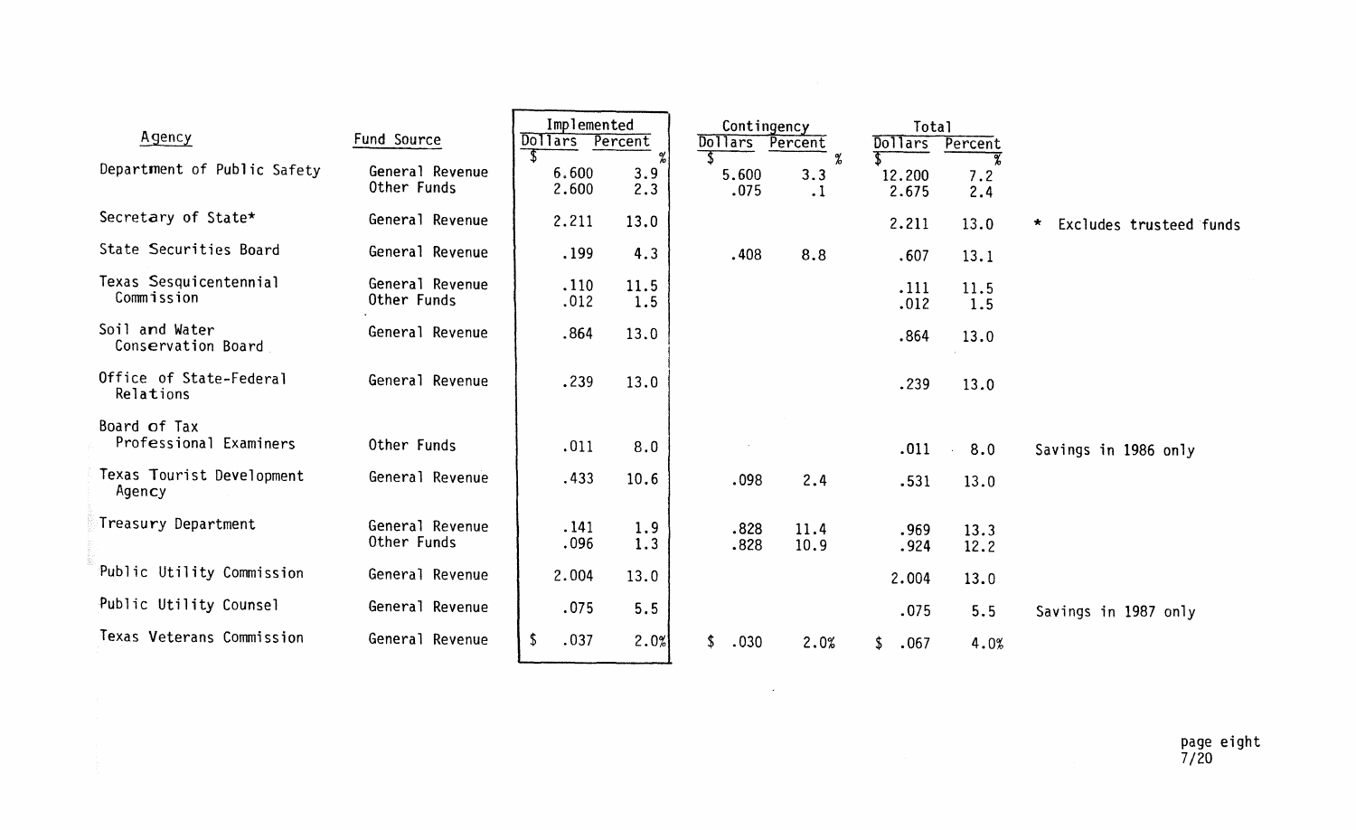| Agency | Fund Source | Implemented | | Contingency | | Total | | |
|---|---|---|---|---|---|---|---|---|
| | | Dollars | Percent | Dollars | Percent | Dollars | Percent | |
| | | $ | % | $ | % | $ | % | |
| Department of Public Safety | General Revenue | 6.600 | 3.9 | 5.600 | 3.3 | 12.200 | 7.2 | |
| | Other Funds | 2.600 | 2.3 | .075 | .1 | 2.675 | 2.4 | |
| Secretary of State* | General Revenue | 2.211 | 13.0 | | | 2.211 | 13.0 | * Excludes trusteed funds |
| State Securities Board | General Revenue | .199 | 4.3 | .408 | 8.8 | .607 | 13.1 | |
| Texas Sesquicentennial Commission | General Revenue | .110 | 11.5 | | | .111 | 11.5 | |
| | Other Funds | .012 | 1.5 | | | .012 | 1.5 | |
| Soil and Water Conservation Board | General Revenue | .864 | 13.0 | | | .864 | 13.0 | |
| Office of State-Federal Relations | General Revenue | .239 | 13.0 | | | .239 | 13.0 | |
| Board of Tax Professional Examiners | Other Funds | .011 | 8.0 | | | .011 | 8.0 | Savings in 1986 only |
| Texas Tourist Development Agency | General Revenue | .433 | 10.6 | .098 | 2.4 | .531 | 13.0 | |
| Treasury Department | General Revenue | .141 | 1.9 | .828 | 11.4 | .969 | 13.3 | |
| | Other Funds | .096 | 1.3 | .828 | 10.9 | .924 | 12.2 | |
| Public Utility Commission | General Revenue | 2.004 | 13.0 | | | 2.004 | 13.0 | |
| Public Utility Counsel | General Revenue | .075 | 5.5 | | | .075 | 5.5 | Savings in 1987 only |
| Texas Veterans Commission | General Revenue | $ .037 | 2.0% | $ .030 | 2.0% | $ .067 | 4.0% | |

page eight
7/20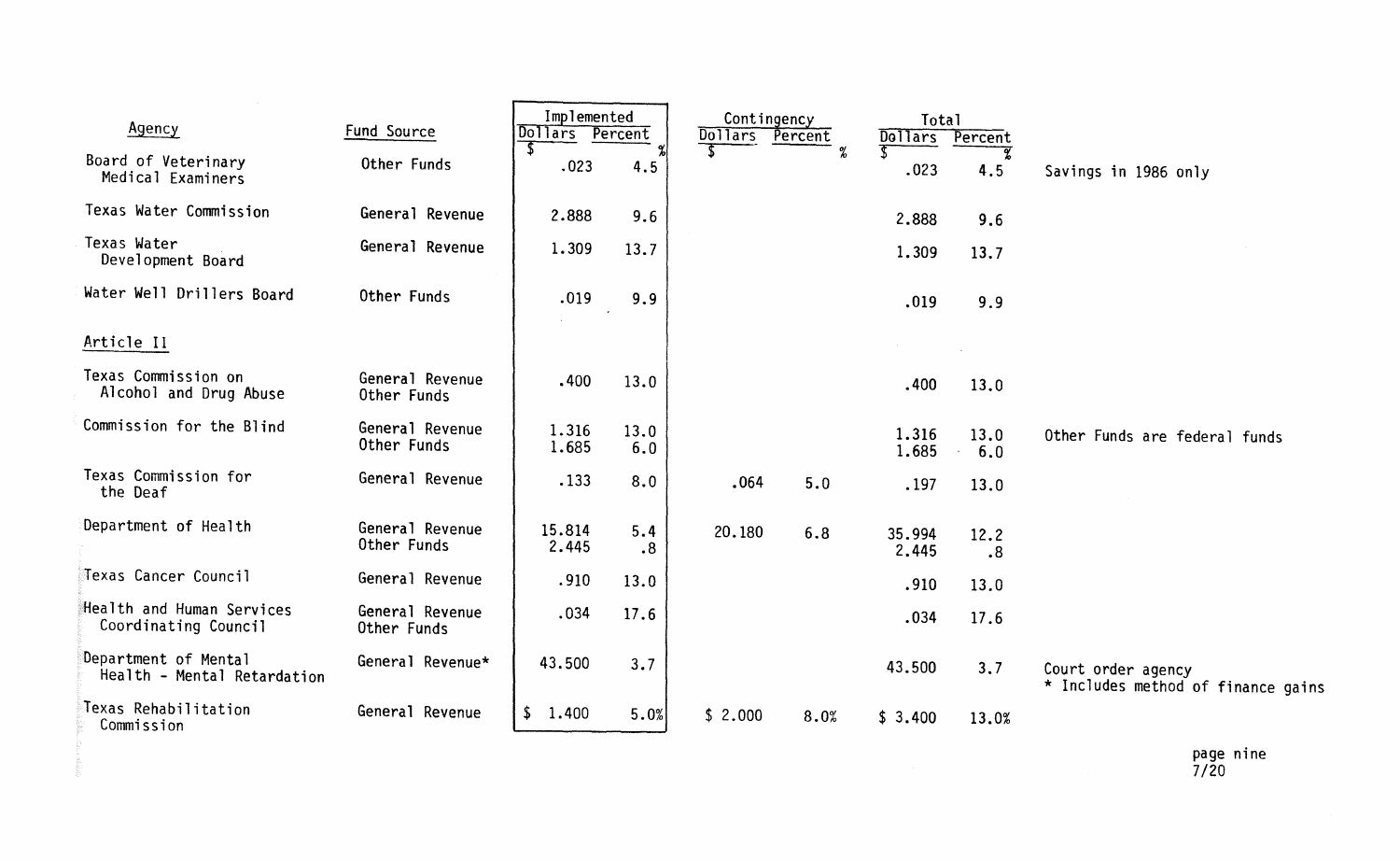| Agency | Fund Source | Implemented | | Contingency | | Total | | |
|---|---|---|---|---|---|---|---|---|
| | | Dollars | Percent | Dollars | Percent | Dollars | Percent | |
| | | $ | % | $ | % | $ | % | |
| Board of Veterinary Medical Examiners | Other Funds | .023 | 4.5 | | | .023 | 4.5 | Savings in 1986 only |
| Texas Water Commission | General Revenue | 2.888 | 9.6 | | | 2.888 | 9.6 | |
| Texas Water Development Board | General Revenue | 1.309 | 13.7 | | | 1.309 | 13.7 | |
| Water Well Drillers Board | Other Funds | .019 | 9.9 | | | .019 | 9.9 | |
| Article II | | | | | | | | |
| Texas Commission on Alcohol and Drug Abuse | General Revenue<br>Other Funds | .400 | 13.0 | | | .400 | 13.0 | |
| Commission for the Blind | General Revenue<br>Other Funds | 1.316<br>1.685 | 13.0<br>6.0 | | | 1.316<br>1.685 | 13.0<br>6.0 | Other Funds are federal funds |
| Texas Commission for the Deaf | General Revenue | .133 | 8.0 | .064 | 5.0 | .197 | 13.0 | |
| Department of Health | General Revenue<br>Other Funds | 15.814<br>2.445 | 5.4<br>.8 | 20.180 | 6.8 | 35.994<br>2.445 | 12.2<br>.8 | |
| Texas Cancer Council | General Revenue | .910 | 13.0 | | | .910 | 13.0 | |
| Health and Human Services Coordinating Council | General Revenue<br>Other Funds | .034 | 17.6 | | | .034 | 17.6 | |
| Department of Mental Health - Mental Retardation | General Revenue* | 43.500 | 3.7 | | | 43.500 | 3.7 | Court order agency<br>* Includes method of finance gains |
| Texas Rehabilitation Commission | General Revenue | $ 1.400 | 5.0% | $ 2.000 | 8.0% | $ 3.400 | 13.0% | |

page nine
7/20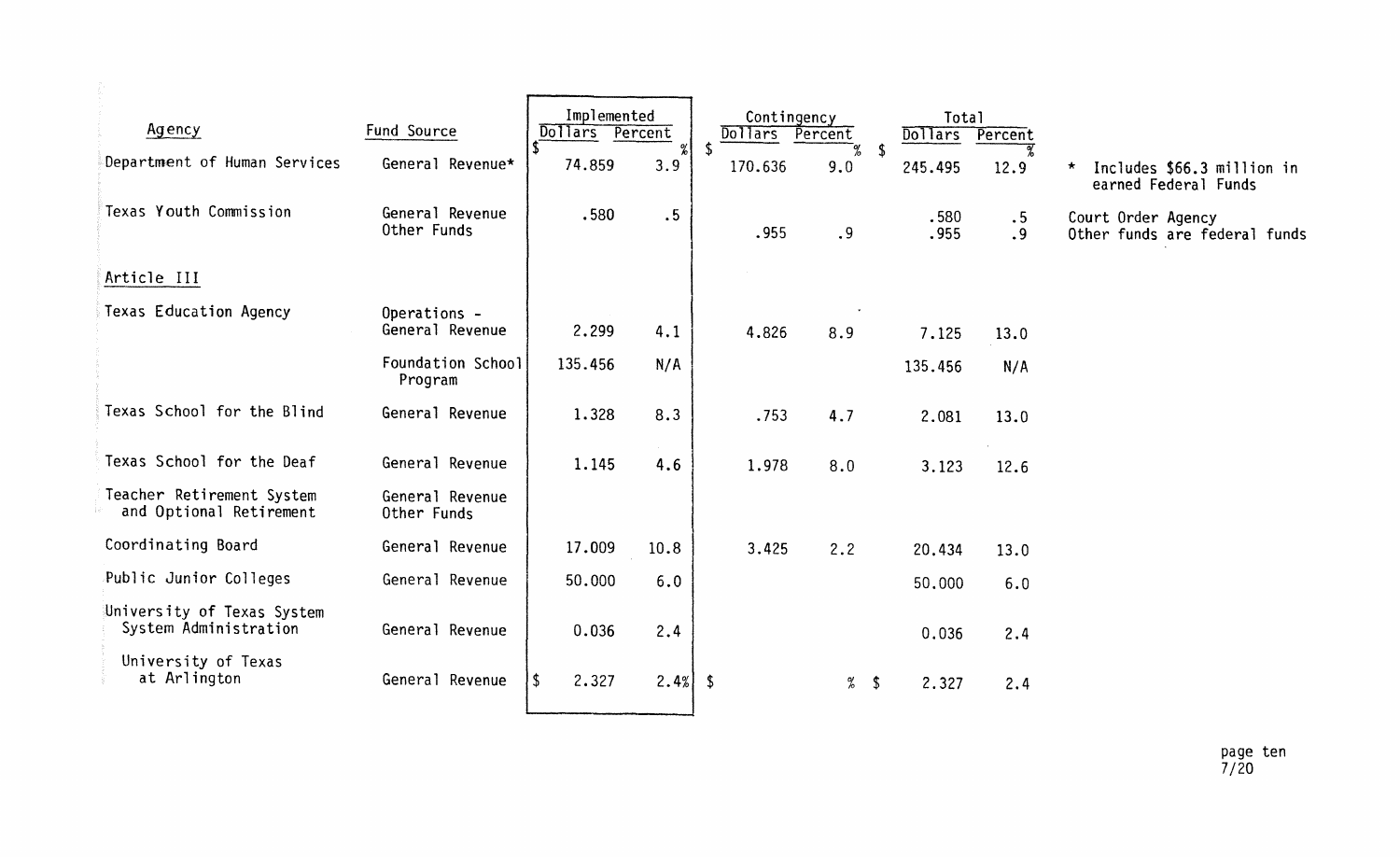| Agency | Fund Source | Implemented | | Contingency | | Total | | |
|---|---|---|---|---|---|---|---|---|
| | | Dollars | Percent | Dollars | Percent | Dollars | Percent | |
| | | $ | % | $ | % | $ | % | |
| Department of Human Services | General Revenue* | 74.859 | 3.9 | 170.636 | 9.0 | 245.495 | 12.9 | * Includes $66.3 million in earned Federal Funds |
| Texas Youth Commission | General Revenue | .580 | .5 | | | .580 | .5 | Court Order Agency |
| | Other Funds | | | .955 | .9 | .955 | .9 | Other funds are federal funds |
| Article III | | | | | | | | |
| Texas Education Agency | Operations - General Revenue | 2.299 | 4.1 | 4.826 | 8.9 | 7.125 | 13.0 | |
| | Foundation School Program | 135.456 | N/A | | | 135.456 | N/A | |
| Texas School for the Blind | General Revenue | 1.328 | 8.3 | .753 | 4.7 | 2.081 | 13.0 | |
| Texas School for the Deaf | General Revenue | 1.145 | 4.6 | 1.978 | 8.0 | 3.123 | 12.6 | |
| Teacher Retirement System and Optional Retirement | General Revenue Other Funds | | | | | | | |
| Coordinating Board | General Revenue | 17.009 | 10.8 | 3.425 | 2.2 | 20.434 | 13.0 | |
| Public Junior Colleges | General Revenue | 50.000 | 6.0 | | | 50.000 | 6.0 | |
| University of Texas System System Administration | General Revenue | 0.036 | 2.4 | | | 0.036 | 2.4 | |
| University of Texas at Arlington | General Revenue | $ 2.327 | 2.4% | $ | % | $ 2.327 | 2.4 | |

page ten
7/20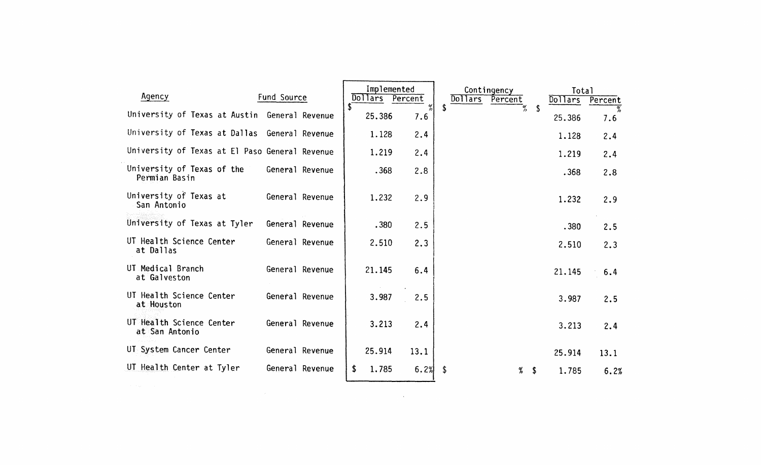| Agency | Fund Source | Implemented | | Contingency | | Total | |
|---|---|---|---|---|---|---|---|
| | | Dollars | Percent | Dollars | Percent | Dollars | Percent |
| | | $ | % | $ | % | $ | % |
| University of Texas at Austin | General Revenue | 25.386 | 7.6 | | | 25.386 | 7.6 |
| University of Texas at Dallas | General Revenue | 1.128 | 2.4 | | | 1.128 | 2.4 |
| University of Texas at El Paso | General Revenue | 1.219 | 2.4 | | | 1.219 | 2.4 |
| University of Texas of the Permian Basin | General Revenue | .368 | 2.8 | | | .368 | 2.8 |
| University of Texas at San Antonio | General Revenue | 1.232 | 2.9 | | | 1.232 | 2.9 |
| University of Texas at Tyler | General Revenue | .380 | 2.5 | | | .380 | 2.5 |
| UT Health Science Center at Dallas | General Revenue | 2.510 | 2.3 | | | 2.510 | 2.3 |
| UT Medical Branch at Galveston | General Revenue | 21.145 | 6.4 | | | 21.145 | 6.4 |
| UT Health Science Center at Houston | General Revenue | 3.987 | 2.5 | | | 3.987 | 2.5 |
| UT Health Science Center at San Antonio | General Revenue | 3.213 | 2.4 | | | 3.213 | 2.4 |
| UT System Cancer Center | General Revenue | 25.914 | 13.1 | | | 25.914 | 13.1 |
| UT Health Center at Tyler | General Revenue | $ 1.785 | 6.2% | $ | % | $ 1.785 | 6.2% |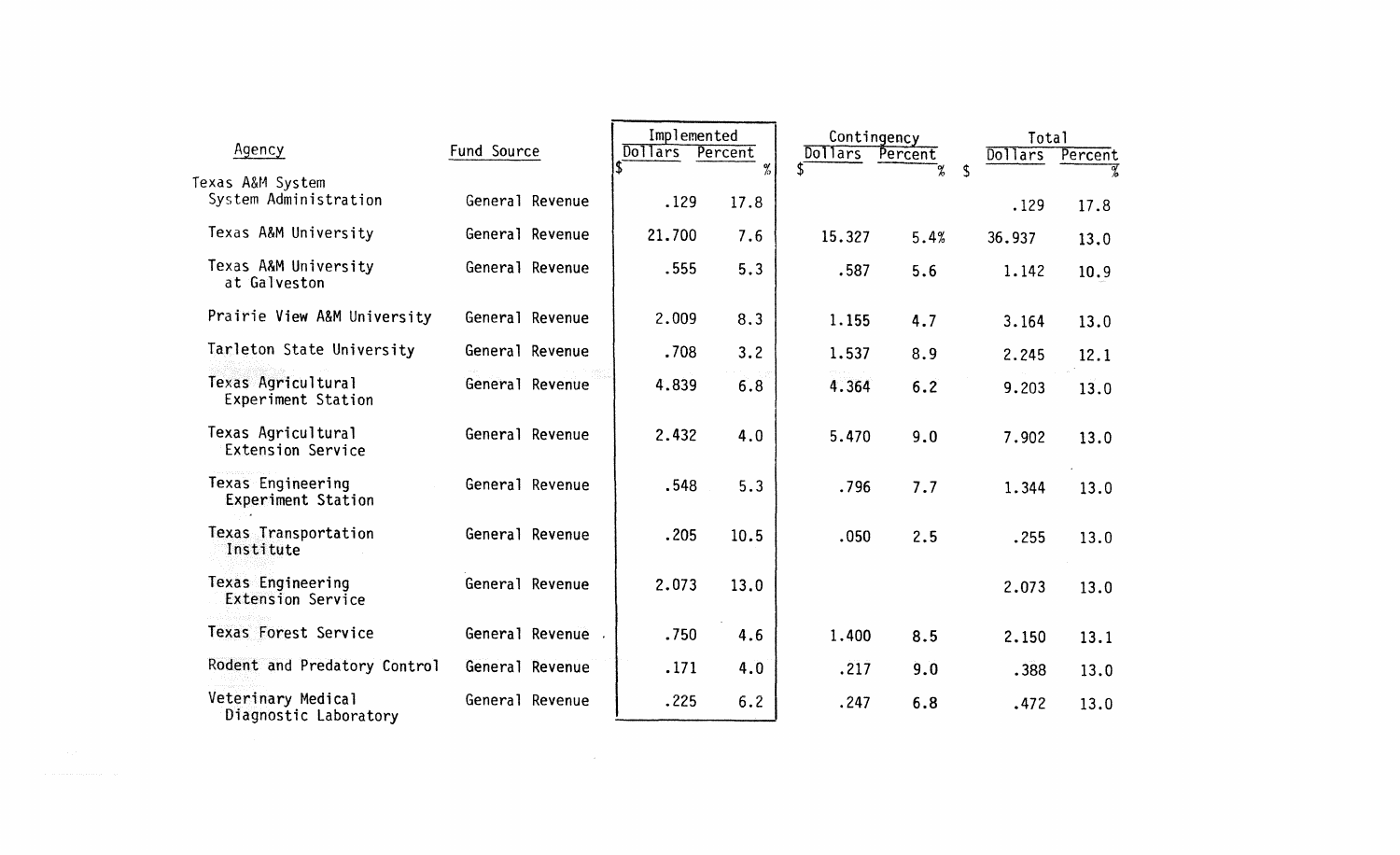| Agency | Fund Source | Implemented | | Contingency | | Total | |
|---|---|---|---|---|---|---|---|
| | | Dollars $ | Percent % | Dollars $ | Percent % | Dollars $ | Percent % |
| Texas A&M System System Administration | General Revenue | .129 | 17.8 | | | .129 | 17.8 |
| Texas A&M University | General Revenue | 21.700 | 7.6 | 15.327 | 5.4% | 36.937 | 13.0 |
| Texas A&M University at Galveston | General Revenue | .555 | 5.3 | .587 | 5.6 | 1.142 | 10.9 |
| Prairie View A&M University | General Revenue | 2.009 | 8.3 | 1.155 | 4.7 | 3.164 | 13.0 |
| Tarleton State University | General Revenue | .708 | 3.2 | 1.537 | 8.9 | 2.245 | 12.1 |
| Texas Agricultural Experiment Station | General Revenue | 4.839 | 6.8 | 4.364 | 6.2 | 9.203 | 13.0 |
| Texas Agricultural Extension Service | General Revenue | 2.432 | 4.0 | 5.470 | 9.0 | 7.902 | 13.0 |
| Texas Engineering Experiment Station | General Revenue | .548 | 5.3 | .796 | 7.7 | 1.344 | 13.0 |
| Texas Transportation Institute | General Revenue | .205 | 10.5 | .050 | 2.5 | .255 | 13.0 |
| Texas Engineering Extension Service | General Revenue | 2.073 | 13.0 | | | 2.073 | 13.0 |
| Texas Forest Service | General Revenue | .750 | 4.6 | 1.400 | 8.5 | 2.150 | 13.1 |
| Rodent and Predatory Control | General Revenue | .171 | 4.0 | .217 | 9.0 | .388 | 13.0 |
| Veterinary Medical Diagnostic Laboratory | General Revenue | .225 | 6.2 | .247 | 6.8 | .472 | 13.0 |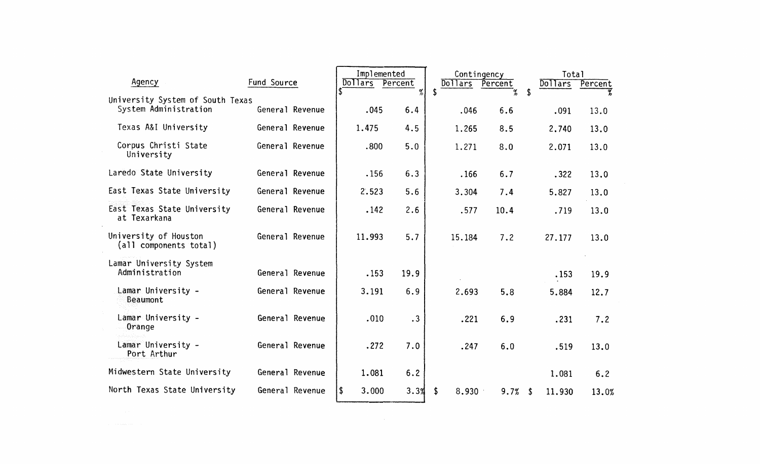| Agency | Fund Source | Implemented | | Contingency | | Total | |
|---|---|---|---|---|---|---|---|
| | | Dollars | Percent | Dollars | Percent | Dollars | Percent |
| | | $ | % | $ | % | $ | % |
| University System of South Texas | | | | | | | |
| System Administration | General Revenue | .045 | 6.4 | .046 | 6.6 | .091 | 13.0 |
| Texas A&I University | General Revenue | 1.475 | 4.5 | 1.265 | 8.5 | 2.740 | 13.0 |
| Corpus Christi State University | General Revenue | .800 | 5.0 | 1.271 | 8.0 | 2.071 | 13.0 |
| Laredo State University | General Revenue | .156 | 6.3 | .166 | 6.7 | .322 | 13.0 |
| East Texas State University | General Revenue | 2.523 | 5.6 | 3.304 | 7.4 | 5.827 | 13.0 |
| East Texas State University at Texarkana | General Revenue | .142 | 2.6 | .577 | 10.4 | .719 | 13.0 |
| University of Houston (all components total) | General Revenue | 11.993 | 5.7 | 15.184 | 7.2 | 27.177 | 13.0 |
| Lamar University System Administration | General Revenue | .153 | 19.9 | | | .153 | 19.9 |
| Lamar University - Beaumont | General Revenue | 3.191 | 6.9 | 2.693 | 5.8 | 5.884 | 12.7 |
| Lamar University - Orange | General Revenue | .010 | .3 | .221 | 6.9 | .231 | 7.2 |
| Lamar University - Port Arthur | General Revenue | .272 | 7.0 | .247 | 6.0 | .519 | 13.0 |
| Midwestern State University | General Revenue | 1.081 | 6.2 | | | 1.081 | 6.2 |
| North Texas State University | General Revenue | $ 3.000 | 3.3% | $ 8.930 | 9.7% | $ 11.930 | 13.0% |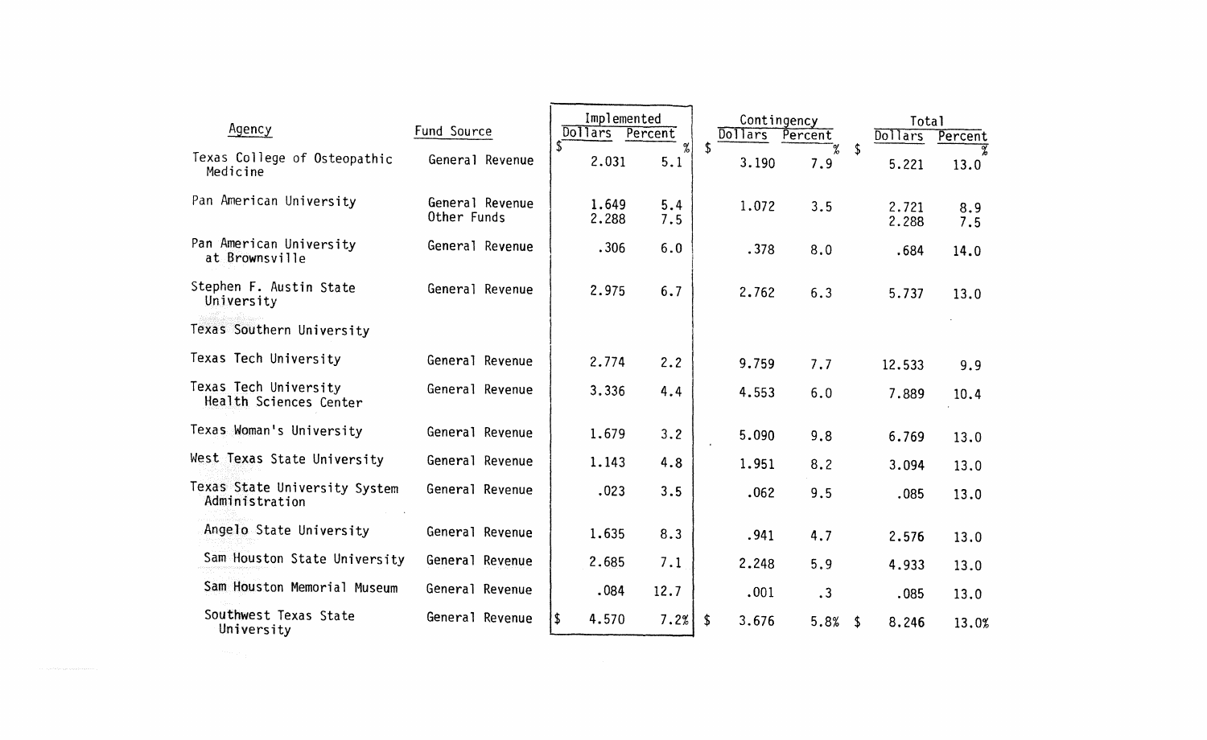| Agency | Fund Source | Implemented | | Contingency | | Total | |
|---|---|---|---|---|---|---|---|
| | | Dollars | Percent | Dollars | Percent | Dollars | Percent |
| | | $ | % | $ | % | $ | % |
| Texas College of Osteopathic Medicine | General Revenue | 2.031 | 5.1 | 3.190 | 7.9 | 5.221 | 13.0 |
| Pan American University | General Revenue | 1.649 | 5.4 | 1.072 | 3.5 | 2.721 | 8.9 |
| | Other Funds | 2.288 | 7.5 | | | 2.288 | 7.5 |
| Pan American University at Brownsville | General Revenue | .306 | 6.0 | .378 | 8.0 | .684 | 14.0 |
| Stephen F. Austin State University | General Revenue | 2.975 | 6.7 | 2.762 | 6.3 | 5.737 | 13.0 |
| Texas Southern University | | | | | | | |
| Texas Tech University | General Revenue | 2.774 | 2.2 | 9.759 | 7.7 | 12.533 | 9.9 |
| Texas Tech University Health Sciences Center | General Revenue | 3.336 | 4.4 | 4.553 | 6.0 | 7.889 | 10.4 |
| Texas Woman's University | General Revenue | 1.679 | 3.2 | 5.090 | 9.8 | 6.769 | 13.0 |
| West Texas State University | General Revenue | 1.143 | 4.8 | 1.951 | 8.2 | 3.094 | 13.0 |
| Texas State University System Administration | General Revenue | .023 | 3.5 | .062 | 9.5 | .085 | 13.0 |
| Angelo State University | General Revenue | 1.635 | 8.3 | .941 | 4.7 | 2.576 | 13.0 |
| Sam Houston State University | General Revenue | 2.685 | 7.1 | 2.248 | 5.9 | 4.933 | 13.0 |
| Sam Houston Memorial Museum | General Revenue | .084 | 12.7 | .001 | .3 | .085 | 13.0 |
| Southwest Texas State University | General Revenue | $ 4.570 | 7.2% | $ 3.676 | 5.8% | $ 8.246 | 13.0% |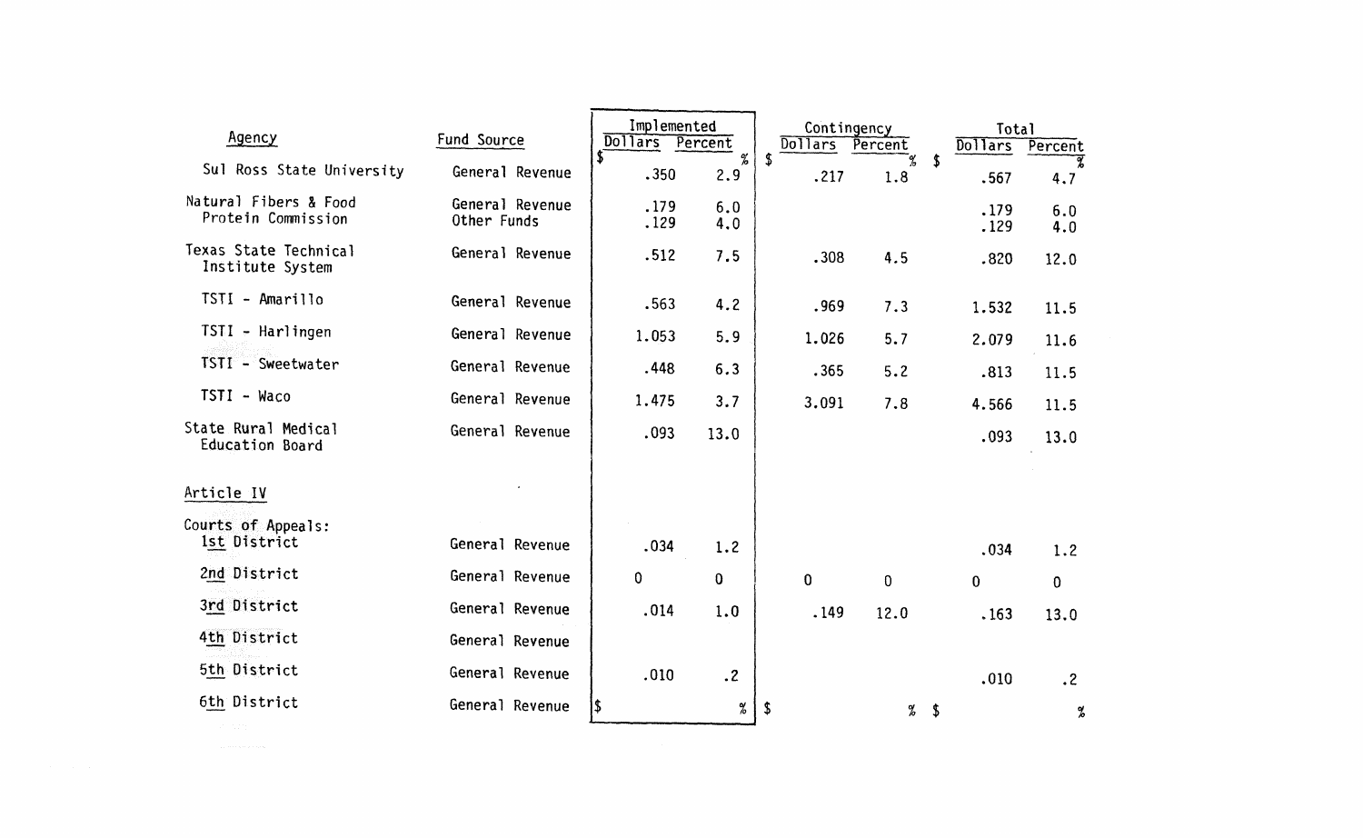| Agency | Fund Source | Implemented | | Contingency | | Total | |
|---|---|---|---|---|---|---|---|
| | | Dollars | Percent | Dollars | Percent | Dollars | Percent |
| | | $ | % | $ | % | $ | % |
| Sul Ross State University | General Revenue | .350 | 2.9 | .217 | 1.8 | .567 | 4.7 |
| Natural Fibers & Food Protein Commission | General Revenue | .179 | 6.0 | | | .179 | 6.0 |
| | Other Funds | .129 | 4.0 | | | .129 | 4.0 |
| Texas State Technical Institute System | General Revenue | .512 | 7.5 | .308 | 4.5 | .820 | 12.0 |
| TSTI - Amarillo | General Revenue | .563 | 4.2 | .969 | 7.3 | 1.532 | 11.5 |
| TSTI - Harlingen | General Revenue | 1.053 | 5.9 | 1.026 | 5.7 | 2.079 | 11.6 |
| TSTI - Sweetwater | General Revenue | .448 | 6.3 | .365 | 5.2 | .813 | 11.5 |
| TSTI - Waco | General Revenue | 1.475 | 3.7 | 3.091 | 7.8 | 4.566 | 11.5 |
| State Rural Medical Education Board | General Revenue | .093 | 13.0 | | | .093 | 13.0 |
| **Article IV** | | | | | | | |
| Courts of Appeals: | | | | | | | |
| 1st District | General Revenue | .034 | 1.2 | | | .034 | 1.2 |
| 2nd District | General Revenue | 0 | 0 | 0 | 0 | 0 | 0 |
| 3rd District | General Revenue | .014 | 1.0 | .149 | 12.0 | .163 | 13.0 |
| 4th District | General Revenue | | | | | | |
| 5th District | General Revenue | .010 | .2 | | | .010 | .2 |
| 6th District | General Revenue | $ | % | $ | % | $ | % |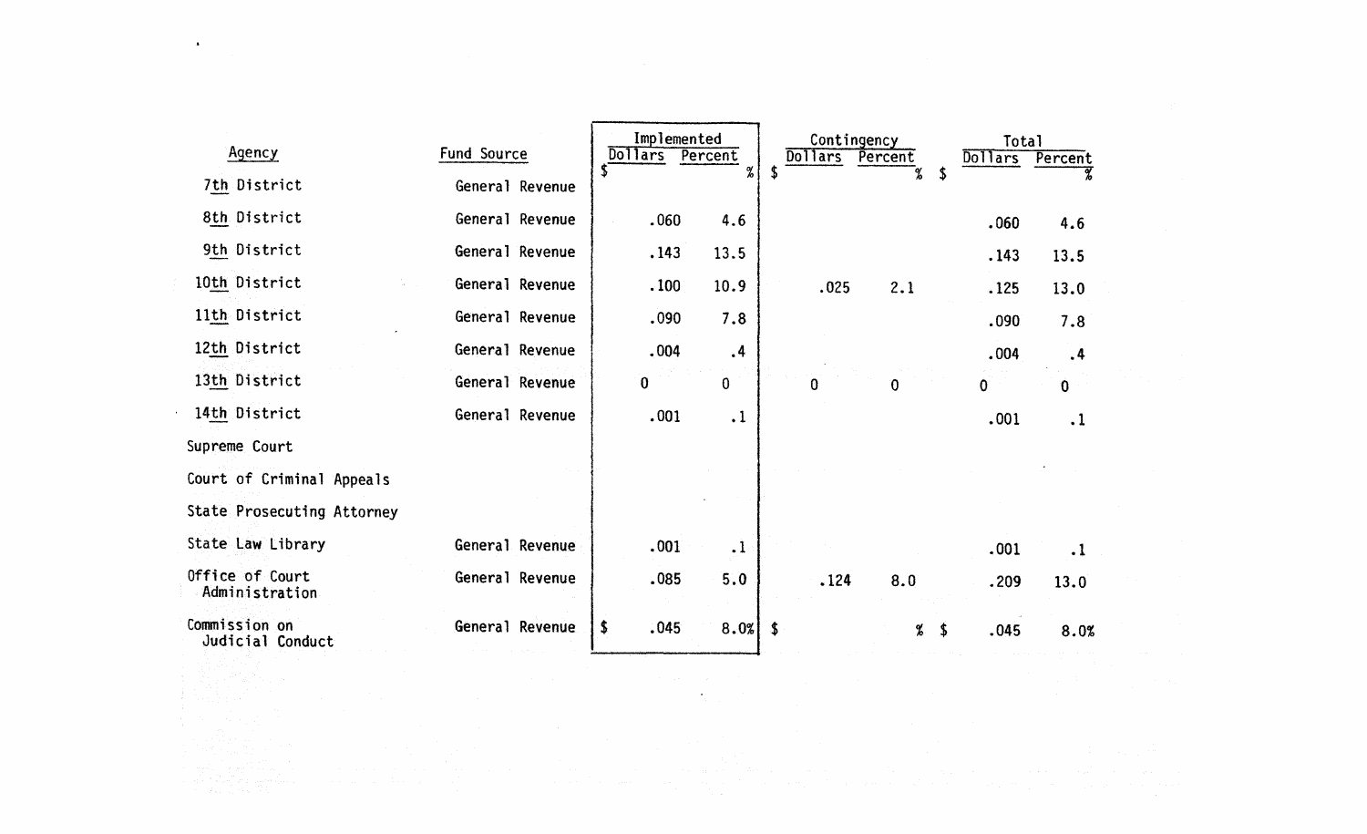| Agency | Fund Source | Implemented | | Contingency | | Total | |
|---|---|---|---|---|---|---|---|
| | | Dollars | Percent | Dollars | Percent | Dollars | Percent |
| | | $ | % | $ | % | $ | % |
| 7th District | General Revenue | | | | | | |
| 8th District | General Revenue | .060 | 4.6 | | | .060 | 4.6 |
| 9th District | General Revenue | .143 | 13.5 | | | .143 | 13.5 |
| 10th District | General Revenue | .100 | 10.9 | .025 | 2.1 | .125 | 13.0 |
| 11th District | General Revenue | .090 | 7.8 | | | .090 | 7.8 |
| 12th District | General Revenue | .004 | .4 | | | .004 | .4 |
| 13th District | General Revenue | 0 | 0 | 0 | 0 | 0 | 0 |
| 14th District | General Revenue | .001 | .1 | | | .001 | .1 |
| Supreme Court | | | | | | | |
| Court of Criminal Appeals | | | | | | | |
| State Prosecuting Attorney | | | | | | | |
| State Law Library | General Revenue | .001 | .1 | | | .001 | .1 |
| Office of Court Administration | General Revenue | .085 | 5.0 | .124 | 8.0 | .209 | 13.0 |
| Commission on Judicial Conduct | General Revenue | $ .045 | 8.0% | $ | % | $ .045 | 8.0% |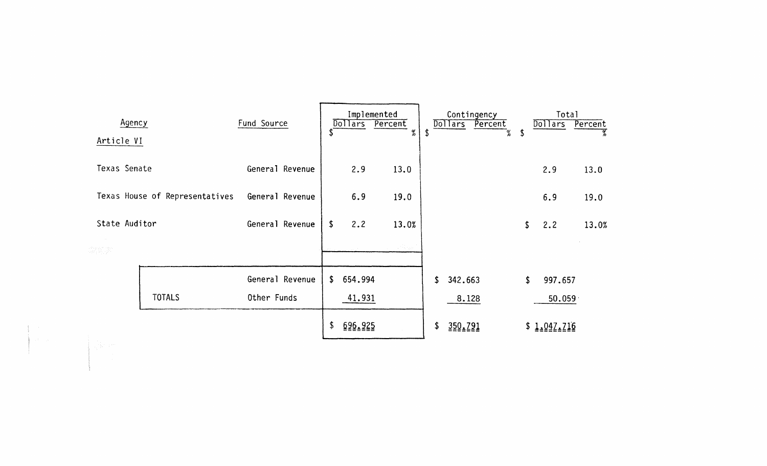| Agency | Fund Source | Implemented Dollars | Implemented Percent | Contingency Dollars | Contingency Percent | Total Dollars | Total Percent |
|---|---|---|---|---|---|---|---|
| | | $ | % | $ | % | $ | % |
| **Article VI** | | | | | | | |
| Texas Senate | General Revenue | 2.9 | 13.0 | | | 2.9 | 13.0 |
| Texas House of Representatives | General Revenue | 6.9 | 19.0 | | | 6.9 | 19.0 |
| State Auditor | General Revenue | $ 2.2 | 13.0% | | | $ 2.2 | 13.0% |
| TOTALS | General Revenue | $ 654.994 | | $ 342.663 | | $ 997.657 | |
| | Other Funds | 41.931 | | 8.128 | | 50.059 | |
| | | $ 696.925 | | $ 350.791 | | $ 1,047.716 | |